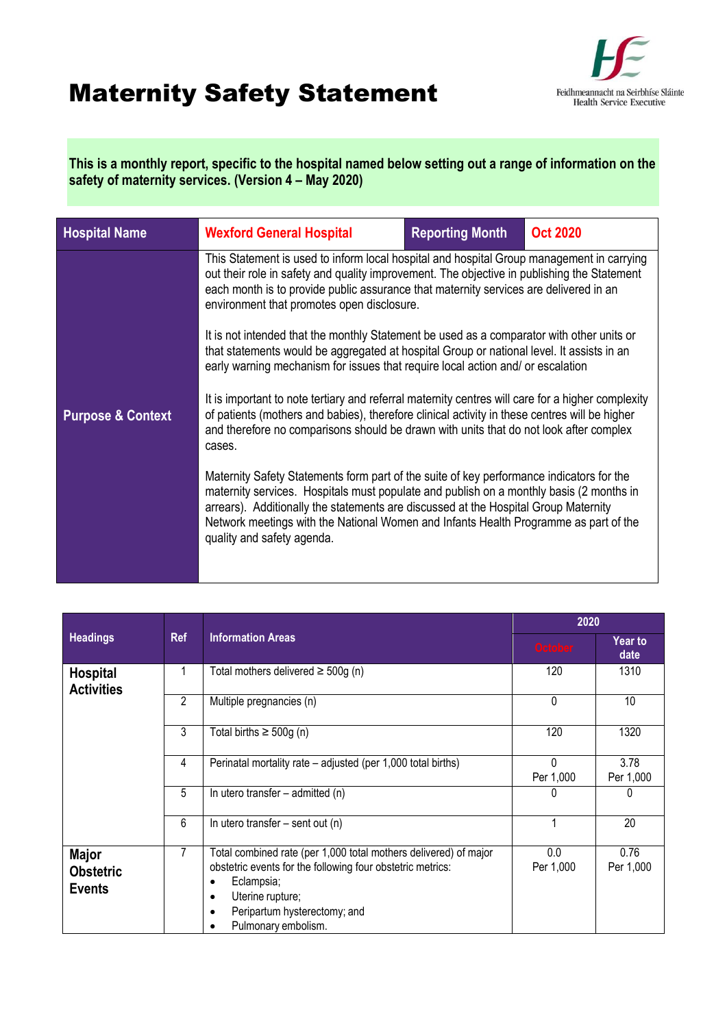# Maternity Safety Statement

Feidhmeannacht na Seirbhíse Sláinte
Health Service Executive

**This is a monthly report, specific to the hospital named below setting out a range of information on the safety of maternity services. (Version 4 – May 2020)**

| Hospital Name | Wexford General Hospital | Reporting Month | Oct 2020 |
|---|---|---|---|
| Purpose & Context | This Statement is used to inform local hospital and hospital Group management in carrying out their role in safety and quality improvement. The objective in publishing the Statement each month is to provide public assurance that maternity services are delivered in an environment that promotes open disclosure.<br><br>It is not intended that the monthly Statement be used as a comparator with other units or that statements would be aggregated at hospital Group or national level. It assists in an early warning mechanism for issues that require local action and/ or escalation<br><br>It is important to note tertiary and referral maternity centres will care for a higher complexity of patients (mothers and babies), therefore clinical activity in these centres will be higher and therefore no comparisons should be drawn with units that do not look after complex cases.<br><br>Maternity Safety Statements form part of the suite of key performance indicators for the maternity services. Hospitals must populate and publish on a monthly basis (2 months in arrears). Additionally the statements are discussed at the Hospital Group Maternity Network meetings with the National Women and Infants Health Programme as part of the quality and safety agenda. | | |

| Headings | Ref | Information Areas | 2020 | |
|---|---|---|---|---|
| | | | October | Year to date |
| **Hospital Activities** | 1 | Total mothers delivered ≥ 500g (n) | 120 | 1310 |
| | 2 | Multiple pregnancies (n) | 0 | 10 |
| | 3 | Total births ≥ 500g (n) | 120 | 1320 |
| | 4 | Perinatal mortality rate – adjusted (per 1,000 total births) | 0 Per 1,000 | 3.78 Per 1,000 |
| | 5 | In utero transfer – admitted (n) | 0 | 0 |
| | 6 | In utero transfer – sent out (n) | 1 | 20 |
| **Major Obstetric Events** | 7 | Total combined rate (per 1,000 total mothers delivered) of major obstetric events for the following four obstetric metrics:<br>• Eclampsia;<br>• Uterine rupture;<br>• Peripartum hysterectomy; and<br>• Pulmonary embolism. | 0.0 Per 1,000 | 0.76 Per 1,000 |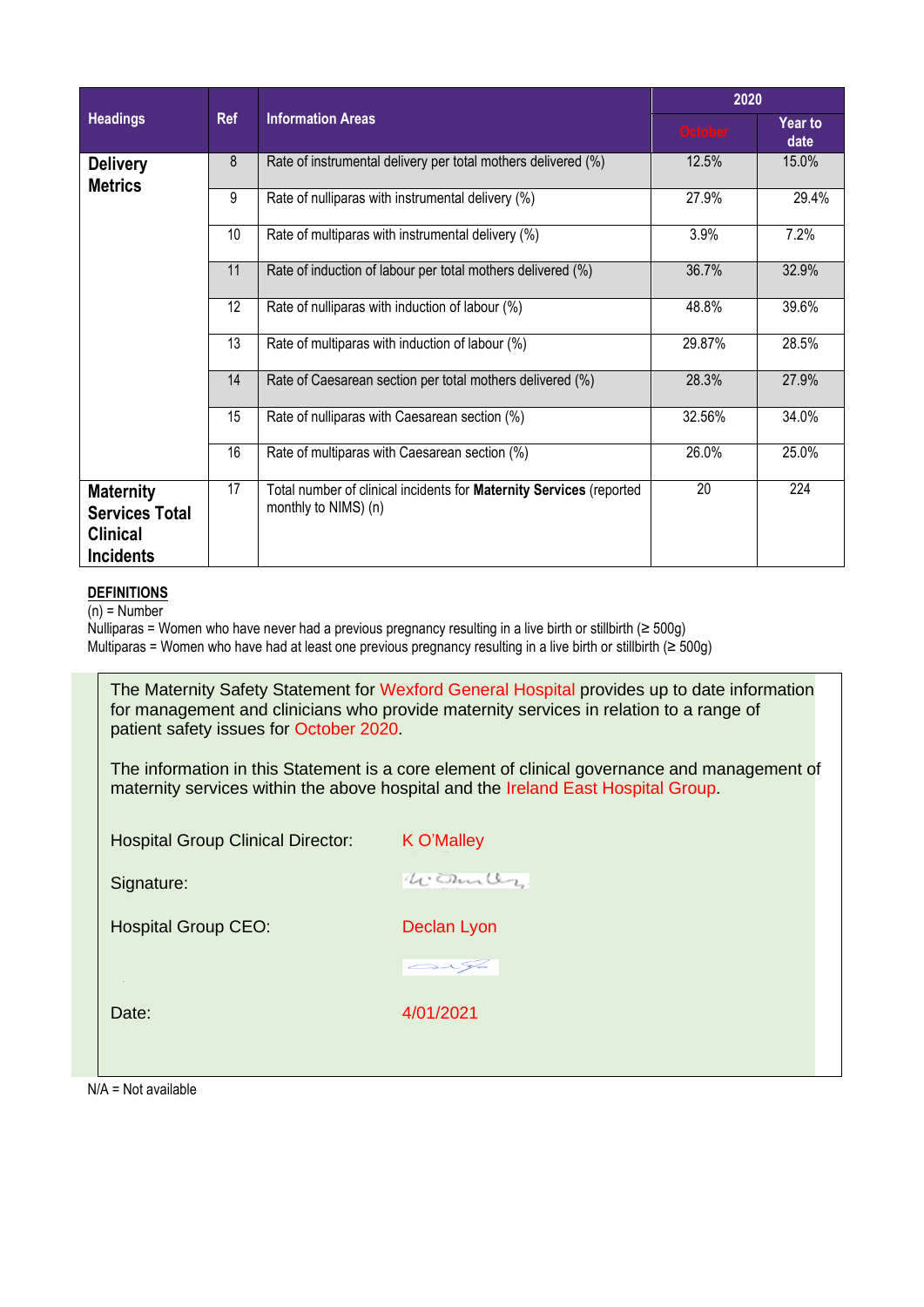| Headings | Ref | Information Areas | 2020 | |
|---|---|---|---|---|
| | | | October | Year to date |
| **Delivery Metrics** | 8 | Rate of instrumental delivery per total mothers delivered (%) | 12.5% | 15.0% |
| | 9 | Rate of nulliparas with instrumental delivery (%) | 27.9% | 29.4% |
| | 10 | Rate of multiparas with instrumental delivery (%) | 3.9% | 7.2% |
| | 11 | Rate of induction of labour per total mothers delivered (%) | 36.7% | 32.9% |
| | 12 | Rate of nulliparas with induction of labour (%) | 48.8% | 39.6% |
| | 13 | Rate of multiparas with induction of labour (%) | 29.87% | 28.5% |
| | 14 | Rate of Caesarean section per total mothers delivered (%) | 28.3% | 27.9% |
| | 15 | Rate of nulliparas with Caesarean section (%) | 32.56% | 34.0% |
| | 16 | Rate of multiparas with Caesarean section (%) | 26.0% | 25.0% |
| **Maternity Services Total Clinical Incidents** | 17 | Total number of clinical incidents for **Maternity Services** (reported monthly to NIMS) (n) | 20 | 224 |

**DEFINITIONS**

(n) = Number

Nulliparas = Women who have never had a previous pregnancy resulting in a live birth or stillbirth (≥ 500g)

Multiparas = Women who have had at least one previous pregnancy resulting in a live birth or stillbirth (≥ 500g)

The Maternity Safety Statement for Wexford General Hospital provides up to date information for management and clinicians who provide maternity services in relation to a range of patient safety issues for October 2020.

The information in this Statement is a core element of clinical governance and management of maternity services within the above hospital and the Ireland East Hospital Group.

Hospital Group Clinical Director: K O'Malley

Signature:

Hospital Group CEO: Declan Lyon

Date: 4/01/2021

N/A = Not available